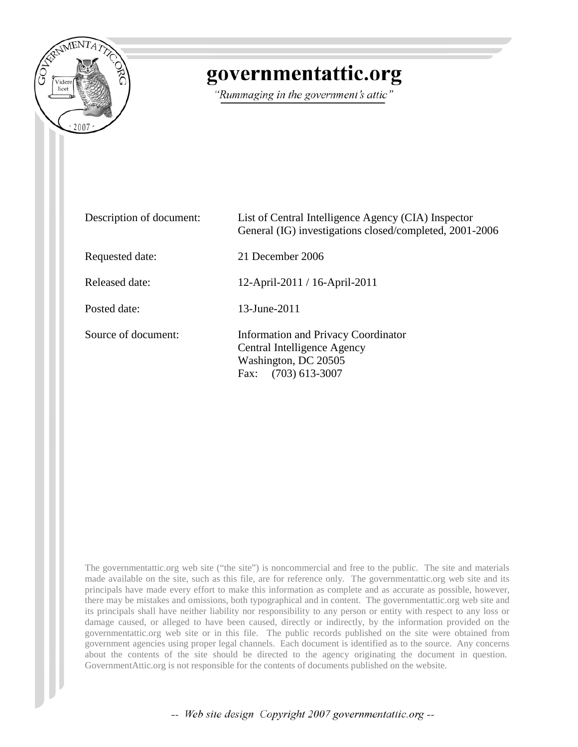# governmentattic.org

*"Rummaging in the government's attic"*

| | |
|---|---|
| Description of document: | List of Central Intelligence Agency (CIA) Inspector General (IG) investigations closed/completed, 2001-2006 |
| Requested date: | 21 December 2006 |
| Released date: | 12-April-2011 / 16-April-2011 |
| Posted date: | 13-June-2011 |
| Source of document: | Information and Privacy Coordinator<br>Central Intelligence Agency<br>Washington, DC 20505<br>Fax: (703) 613-3007 |

The governmentattic.org web site ("the site") is noncommercial and free to the public. The site and materials made available on the site, such as this file, are for reference only. The governmentattic.org web site and its principals have made every effort to make this information as complete and as accurate as possible, however, there may be mistakes and omissions, both typographical and in content. The governmentattic.org web site and its principals shall have neither liability nor responsibility to any person or entity with respect to any loss or damage caused, or alleged to have been caused, directly or indirectly, by the information provided on the governmentattic.org web site or in this file. The public records published on the site were obtained from government agencies using proper legal channels. Each document is identified as to the source. Any concerns about the contents of the site should be directed to the agency originating the document in question. GovernmentAttic.org is not responsible for the contents of documents published on the website.

-- *Web site design Copyright 2007 governmentattic.org* --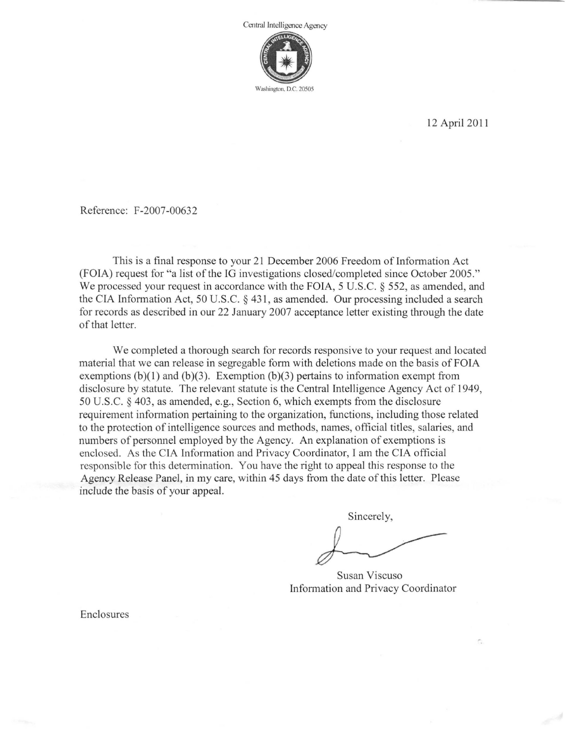Central Intelligence Agency

Washington, D.C. 20505

12 April 2011

Reference: F-2007-00632

This is a final response to your 21 December 2006 Freedom of Information Act (FOIA) request for "a list of the IG investigations closed/completed since October 2005." We processed your request in accordance with the FOIA, 5 U.S.C. § 552, as amended, and the CIA Information Act, 50 U.S.C. § 431, as amended. Our processing included a search for records as described in our 22 January 2007 acceptance letter existing through the date of that letter.

We completed a thorough search for records responsive to your request and located material that we can release in segregable form with deletions made on the basis of FOIA exemptions (b)(1) and (b)(3). Exemption (b)(3) pertains to information exempt from disclosure by statute. The relevant statute is the Central Intelligence Agency Act of 1949, 50 U.S.C. § 403, as amended, e.g., Section 6, which exempts from the disclosure requirement information pertaining to the organization, functions, including those related to the protection of intelligence sources and methods, names, official titles, salaries, and numbers of personnel employed by the Agency. An explanation of exemptions is enclosed. As the CIA Information and Privacy Coordinator, I am the CIA official responsible for this determination. You have the right to appeal this response to the Agency Release Panel, in my care, within 45 days from the date of this letter. Please include the basis of your appeal.

Sincerely,

Susan Viscuso
Information and Privacy Coordinator

Enclosures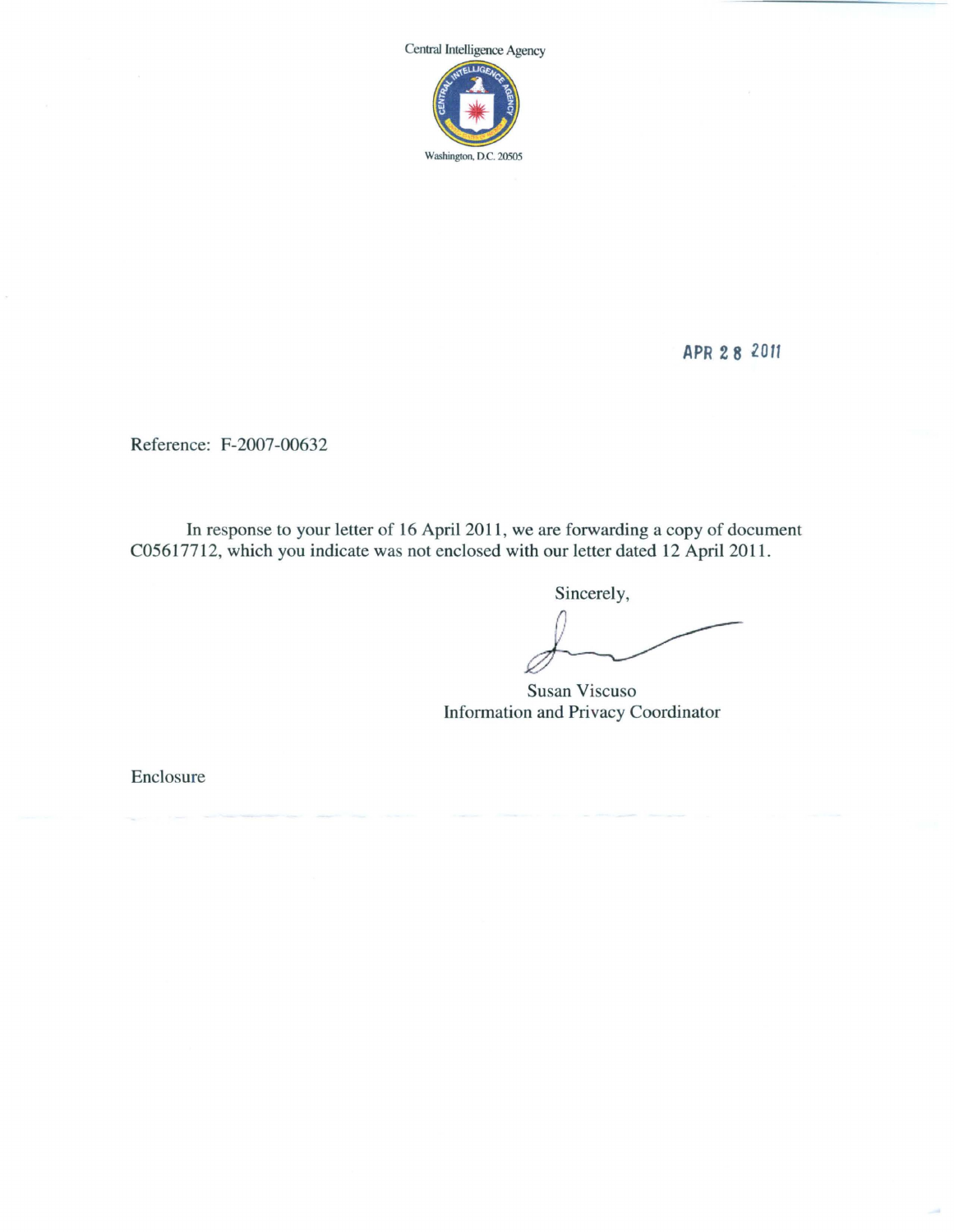Central Intelligence Agency

Washington, D.C. 20505

APR 28 2011

Reference: F-2007-00632

In response to your letter of 16 April 2011, we are forwarding a copy of document C05617712, which you indicate was not enclosed with our letter dated 12 April 2011.

Sincerely,

Susan Viscuso
Information and Privacy Coordinator

Enclosure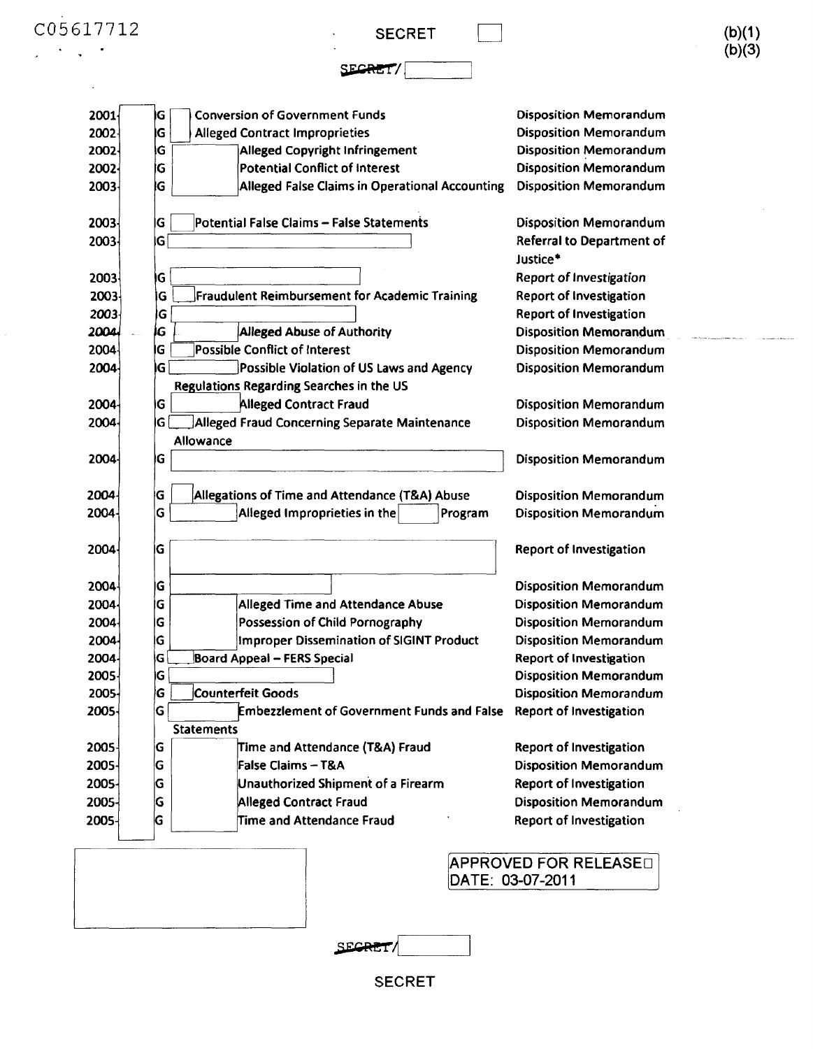C05617712

SECRET

(b)(1)
(b)(3)

| Year | | Case | Disposition |
|---|---|---|---|
| 2001 | | IG Conversion of Government Funds | Disposition Memorandum |
| 2002 | | IG Alleged Contract Improprieties | Disposition Memorandum |
| 2002 | | IG Alleged Copyright Infringement | Disposition Memorandum |
| 2002 | | IG Potential Conflict of Interest | Disposition Memorandum |
| 2003 | | IG Alleged False Claims in Operational Accounting | Disposition Memorandum |
| 2003 | | IG Potential False Claims – False Statements | Disposition Memorandum |
| 2003 | | IG | Referral to Department of Justice* |
| 2003 | | IG | Report of Investigation |
| 2003 | | IG Fraudulent Reimbursement for Academic Training | Report of Investigation |
| 2003 | | IG | Report of Investigation |
| 2004 | | IG Alleged Abuse of Authority | Disposition Memorandum |
| 2004 | | IG Possible Conflict of Interest | Disposition Memorandum |
| 2004 | | IG Possible Violation of US Laws and Agency Regulations Regarding Searches in the US | Disposition Memorandum |
| 2004 | | IG Alleged Contract Fraud | Disposition Memorandum |
| 2004 | | IG Alleged Fraud Concerning Separate Maintenance Allowance | Disposition Memorandum |
| 2004 | | IG | Disposition Memorandum |
| 2004 | | IG Allegations of Time and Attendance (T&A) Abuse | Disposition Memorandum |
| 2004 | | IG Alleged Improprieties in the Program | Disposition Memorandum |
| 2004 | | IG | Report of Investigation |
| 2004 | | IG | Disposition Memorandum |
| 2004 | | IG Alleged Time and Attendance Abuse | Disposition Memorandum |
| 2004 | | IG Possession of Child Pornography | Disposition Memorandum |
| 2004 | | IG Improper Dissemination of SIGINT Product | Disposition Memorandum |
| 2004 | | IG Board Appeal – FERS Special | Report of Investigation |
| 2005 | | IG | Disposition Memorandum |
| 2005 | | IG Counterfeit Goods | Disposition Memorandum |
| 2005 | | IG Embezzlement of Government Funds and False Statements | Report of Investigation |
| 2005 | | IG Time and Attendance (T&A) Fraud | Report of Investigation |
| 2005 | | IG False Claims – T&A | Disposition Memorandum |
| 2005 | | IG Unauthorized Shipment of a Firearm | Report of Investigation |
| 2005 | | IG Alleged Contract Fraud | Disposition Memorandum |
| 2005 | | IG Time and Attendance Fraud | Report of Investigation |

APPROVED FOR RELEASE
DATE: 03-07-2011

SECRET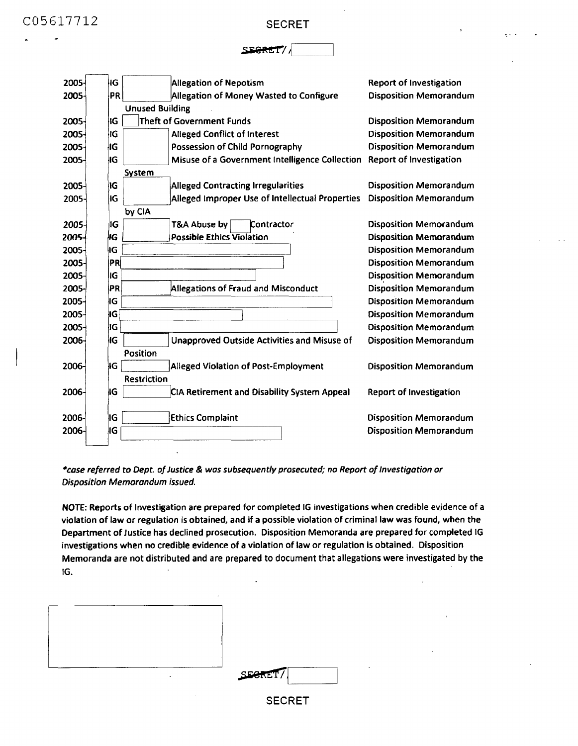| | | | | |
|---|---|---|---|---|
| 2005- | IG | | Allegation of Nepotism | Report of Investigation |
| 2005- | PR | | Allegation of Money Wasted to Configure Unused Building | Disposition Memorandum |
| 2005- | IG | | Theft of Government Funds | Disposition Memorandum |
| 2005- | IG | | Alleged Conflict of Interest | Disposition Memorandum |
| 2005- | IG | | Possession of Child Pornography | Disposition Memorandum |
| 2005- | IG | | Misuse of a Government Intelligence Collection System | Report of Investigation |
| 2005- | IG | | Alleged Contracting Irregularities | Disposition Memorandum |
| 2005- | IG | | Alleged Improper Use of Intellectual Properties by CIA | Disposition Memorandum |
| 2005- | IG | | T&A Abuse by Contractor | Disposition Memorandum |
| 2005- | IG | | Possible Ethics Violation | Disposition Memorandum |
| 2005- | IG | | | Disposition Memorandum |
| 2005- | PR | | | Disposition Memorandum |
| 2005- | IG | | | Disposition Memorandum |
| 2005- | PR | | Allegations of Fraud and Misconduct | Disposition Memorandum |
| 2005- | IG | | | Disposition Memorandum |
| 2005- | IG | | | Disposition Memorandum |
| 2005- | IG | | | Disposition Memorandum |
| 2006- | IG | | Unapproved Outside Activities and Misuse of Position | Disposition Memorandum |
| 2006- | IG | | Alleged Violation of Post-Employment Restriction | Disposition Memorandum |
| 2006- | IG | | CIA Retirement and Disability System Appeal | Report of Investigation |
| 2006- | IG | | Ethics Complaint | Disposition Memorandum |
| 2006- | IG | | | Disposition Memorandum |

*\*case referred to Dept. of Justice & was subsequently prosecuted; no Report of Investigation or Disposition Memorandum issued.*

**NOTE: Reports of Investigation are prepared for completed IG investigations when credible evidence of a violation of law or regulation is obtained, and if a possible violation of criminal law was found, when the Department of Justice has declined prosecution. Disposition Memoranda are prepared for completed IG investigations when no credible evidence of a violation of law or regulation is obtained. Disposition Memoranda are not distributed and are prepared to document that allegations were investigated by the IG.**